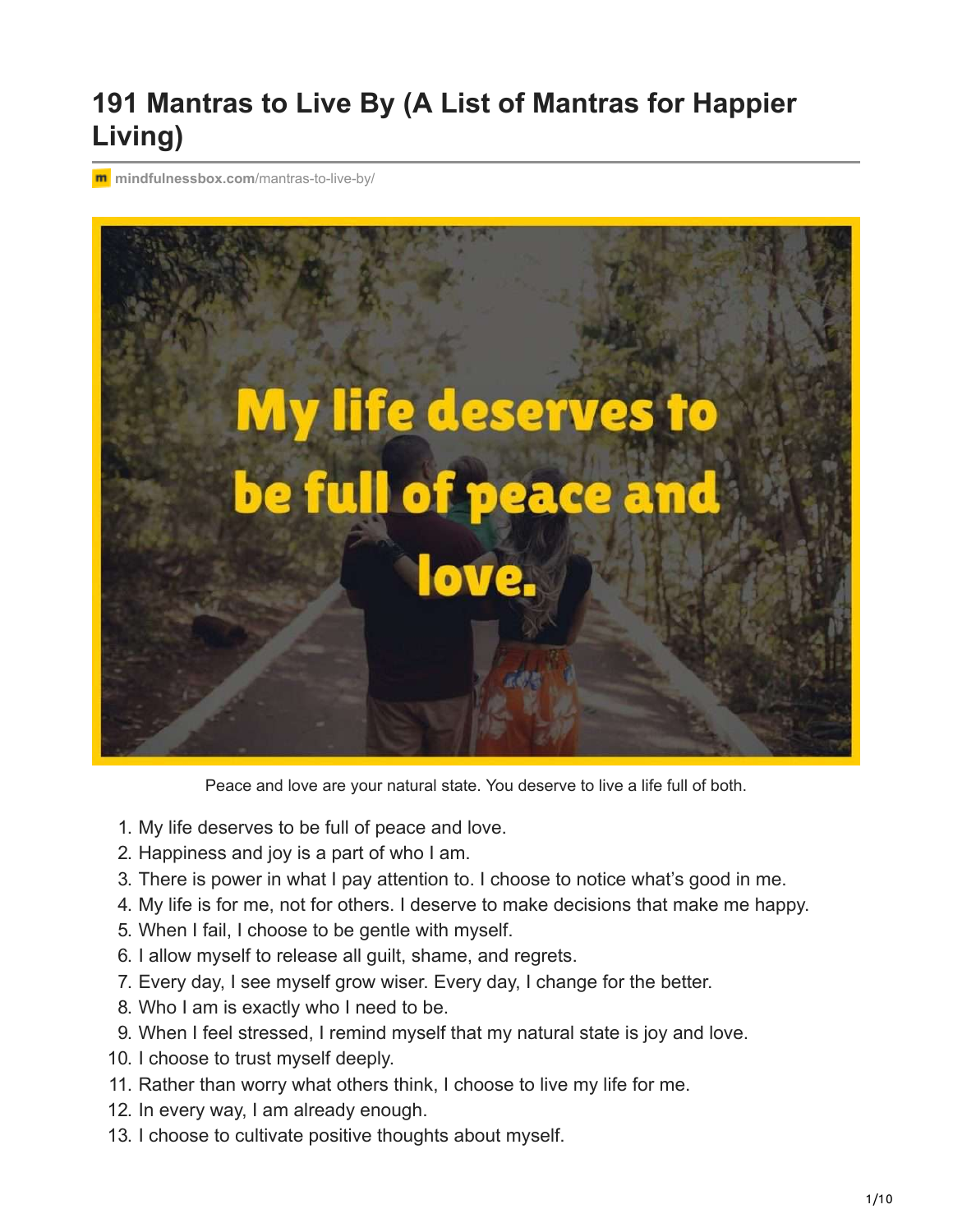# 191 Mantras to Live By (A List of Mantras for Happier Living)

mindfulnessbox.com/mantras-to-live-by/

Peace and love are your natural state. You deserve to live a life full of both.

1. My life deserves to be full of peace and love.
2. Happiness and joy is a part of who I am.
3. There is power in what I pay attention to. I choose to notice what's good in me.
4. My life is for me, not for others. I deserve to make decisions that make me happy.
5. When I fail, I choose to be gentle with myself.
6. I allow myself to release all guilt, shame, and regrets.
7. Every day, I see myself grow wiser. Every day, I change for the better.
8. Who I am is exactly who I need to be.
9. When I feel stressed, I remind myself that my natural state is joy and love.
10. I choose to trust myself deeply.
11. Rather than worry what others think, I choose to live my life for me.
12. In every way, I am already enough.
13. I choose to cultivate positive thoughts about myself.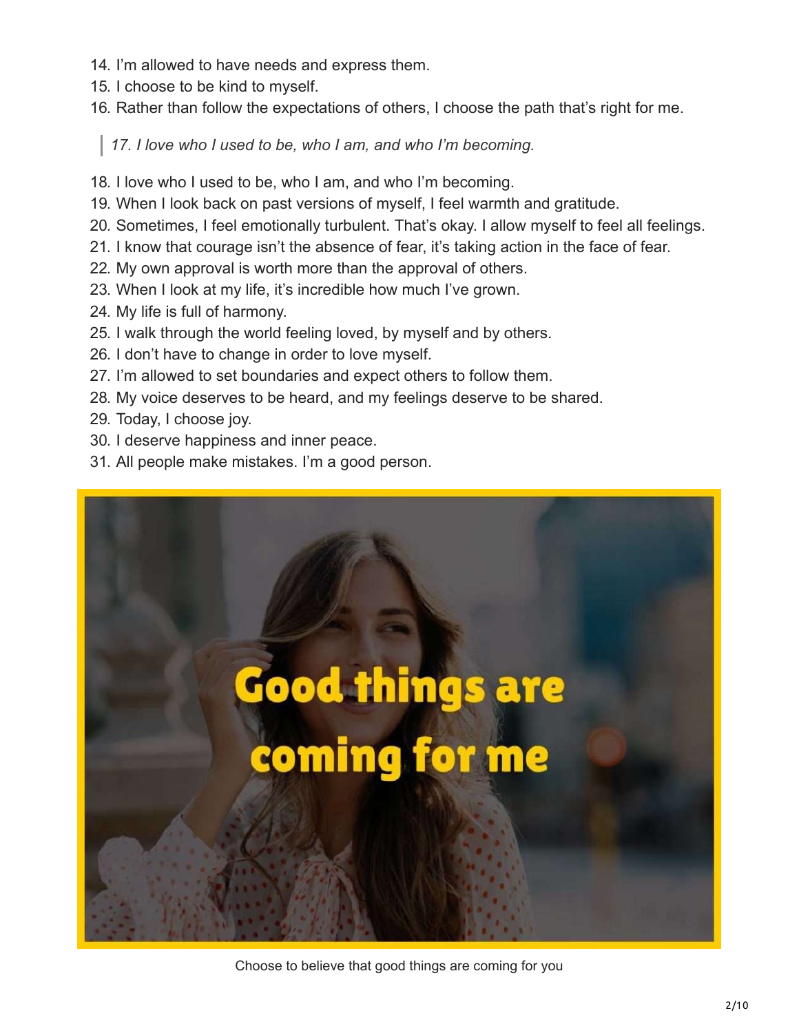14. I'm allowed to have needs and express them.
15. I choose to be kind to myself.
16. Rather than follow the expectations of others, I choose the path that's right for me.

> *17. I love who I used to be, who I am, and who I'm becoming.*

18. I love who I used to be, who I am, and who I'm becoming.
19. When I look back on past versions of myself, I feel warmth and gratitude.
20. Sometimes, I feel emotionally turbulent. That's okay. I allow myself to feel all feelings.
21. I know that courage isn't the absence of fear, it's taking action in the face of fear.
22. My own approval is worth more than the approval of others.
23. When I look at my life, it's incredible how much I've grown.
24. My life is full of harmony.
25. I walk through the world feeling loved, by myself and by others.
26. I don't have to change in order to love myself.
27. I'm allowed to set boundaries and expect others to follow them.
28. My voice deserves to be heard, and my feelings deserve to be shared.
29. Today, I choose joy.
30. I deserve happiness and inner peace.
31. All people make mistakes. I'm a good person.

Good things are coming for me

Choose to believe that good things are coming for you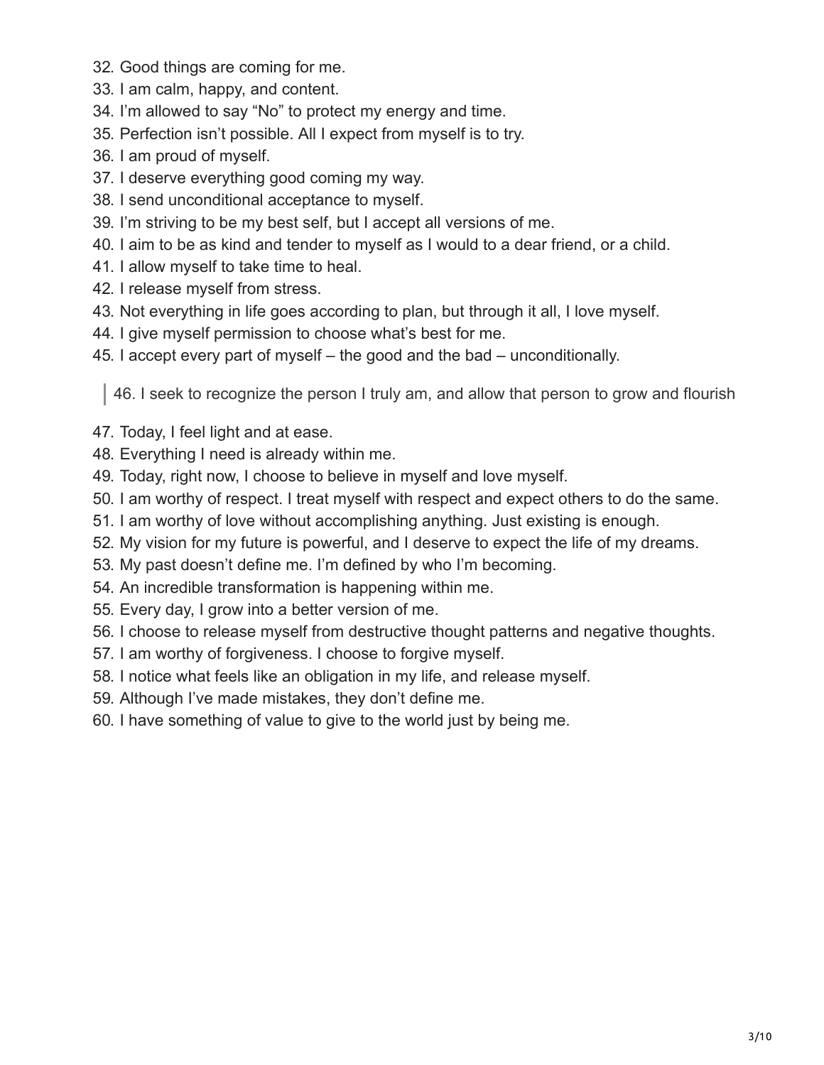32. Good things are coming for me.
33. I am calm, happy, and content.
34. I'm allowed to say "No" to protect my energy and time.
35. Perfection isn't possible. All I expect from myself is to try.
36. I am proud of myself.
37. I deserve everything good coming my way.
38. I send unconditional acceptance to myself.
39. I'm striving to be my best self, but I accept all versions of me.
40. I aim to be as kind and tender to myself as I would to a dear friend, or a child.
41. I allow myself to take time to heal.
42. I release myself from stress.
43. Not everything in life goes according to plan, but through it all, I love myself.
44. I give myself permission to choose what's best for me.
45. I accept every part of myself – the good and the bad – unconditionally.

> 46. I seek to recognize the person I truly am, and allow that person to grow and flourish

47. Today, I feel light and at ease.
48. Everything I need is already within me.
49. Today, right now, I choose to believe in myself and love myself.
50. I am worthy of respect. I treat myself with respect and expect others to do the same.
51. I am worthy of love without accomplishing anything. Just existing is enough.
52. My vision for my future is powerful, and I deserve to expect the life of my dreams.
53. My past doesn't define me. I'm defined by who I'm becoming.
54. An incredible transformation is happening within me.
55. Every day, I grow into a better version of me.
56. I choose to release myself from destructive thought patterns and negative thoughts.
57. I am worthy of forgiveness. I choose to forgive myself.
58. I notice what feels like an obligation in my life, and release myself.
59. Although I've made mistakes, they don't define me.
60. I have something of value to give to the world just by being me.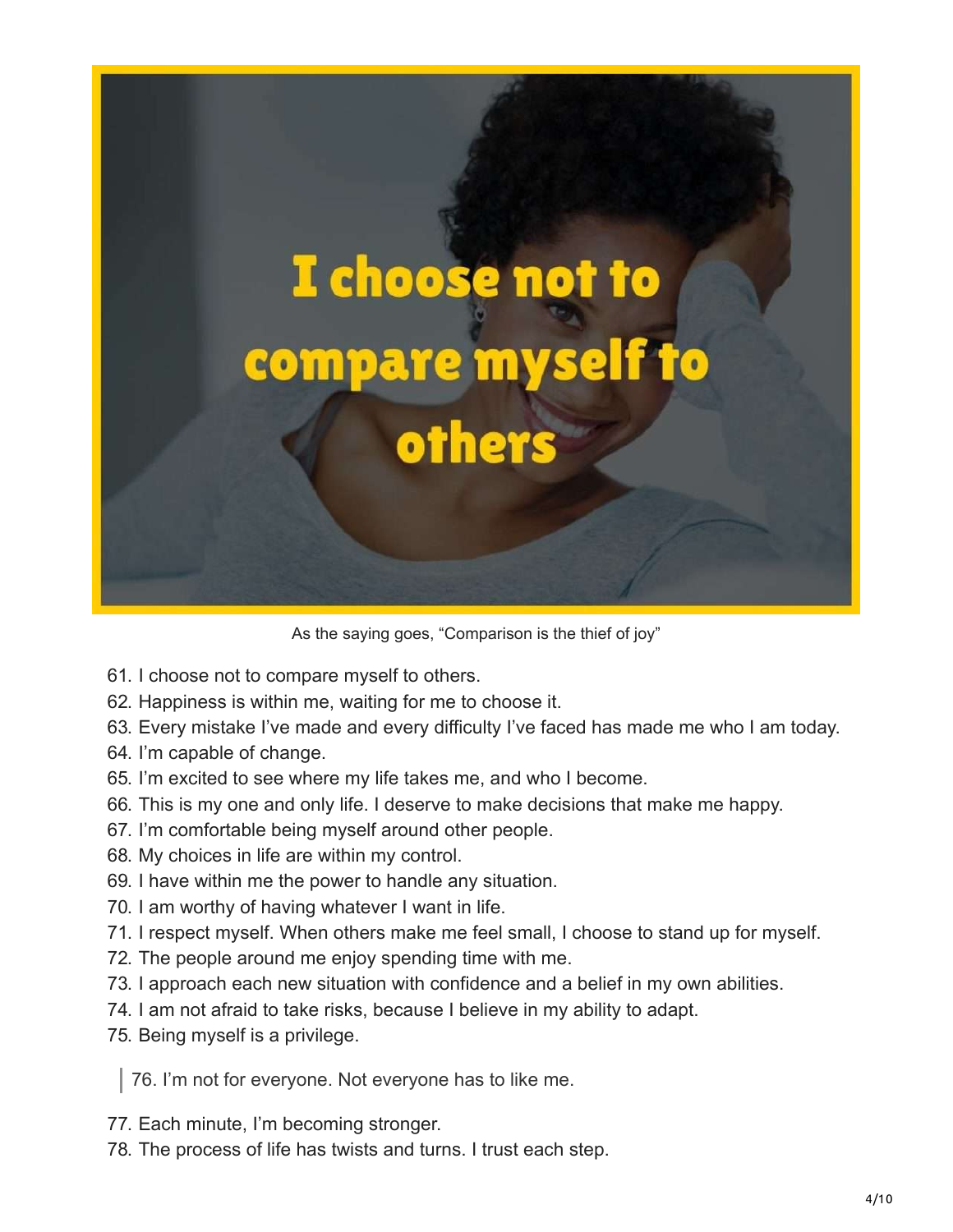As the saying goes, "Comparison is the thief of joy"

61. I choose not to compare myself to others.
62. Happiness is within me, waiting for me to choose it.
63. Every mistake I've made and every difficulty I've faced has made me who I am today.
64. I'm capable of change.
65. I'm excited to see where my life takes me, and who I become.
66. This is my one and only life. I deserve to make decisions that make me happy.
67. I'm comfortable being myself around other people.
68. My choices in life are within my control.
69. I have within me the power to handle any situation.
70. I am worthy of having whatever I want in life.
71. I respect myself. When others make me feel small, I choose to stand up for myself.
72. The people around me enjoy spending time with me.
73. I approach each new situation with confidence and a belief in my own abilities.
74. I am not afraid to take risks, because I believe in my ability to adapt.
75. Being myself is a privilege.

> 76. I'm not for everyone. Not everyone has to like me.

77. Each minute, I'm becoming stronger.
78. The process of life has twists and turns. I trust each step.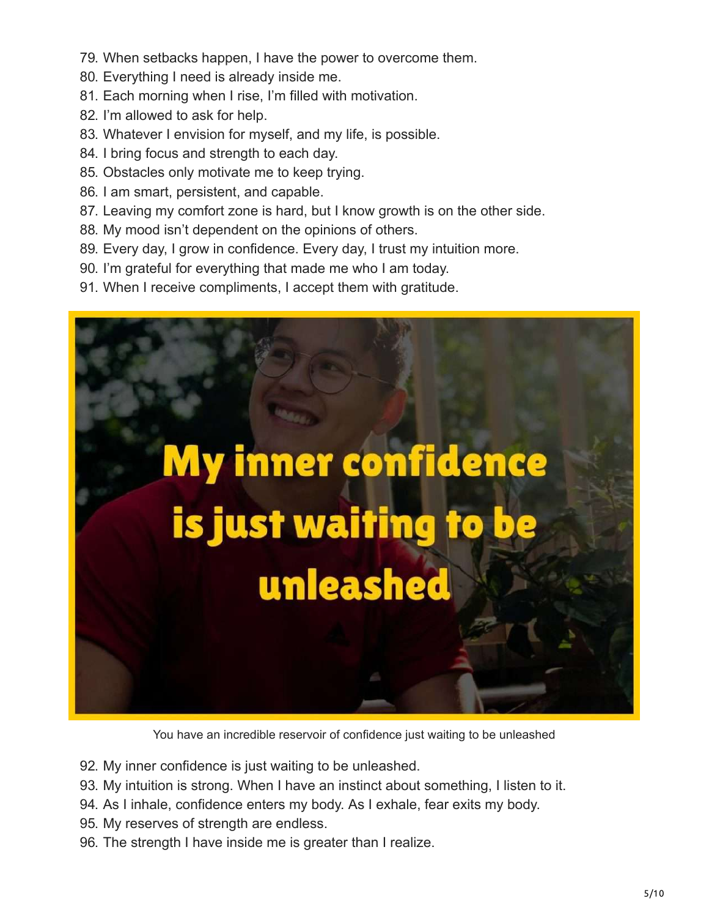79. When setbacks happen, I have the power to overcome them.
80. Everything I need is already inside me.
81. Each morning when I rise, I'm filled with motivation.
82. I'm allowed to ask for help.
83. Whatever I envision for myself, and my life, is possible.
84. I bring focus and strength to each day.
85. Obstacles only motivate me to keep trying.
86. I am smart, persistent, and capable.
87. Leaving my comfort zone is hard, but I know growth is on the other side.
88. My mood isn't dependent on the opinions of others.
89. Every day, I grow in confidence. Every day, I trust my intuition more.
90. I'm grateful for everything that made me who I am today.
91. When I receive compliments, I accept them with gratitude.

You have an incredible reservoir of confidence just waiting to be unleashed

92. My inner confidence is just waiting to be unleashed.
93. My intuition is strong. When I have an instinct about something, I listen to it.
94. As I inhale, confidence enters my body. As I exhale, fear exits my body.
95. My reserves of strength are endless.
96. The strength I have inside me is greater than I realize.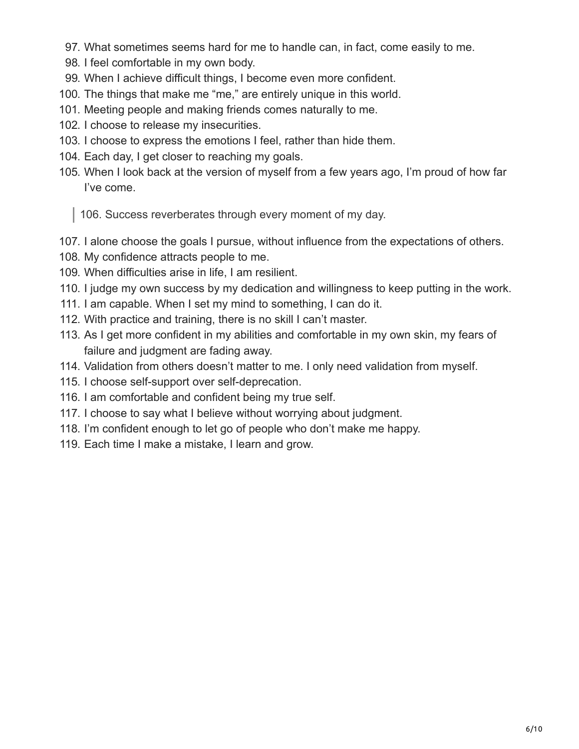97. What sometimes seems hard for me to handle can, in fact, come easily to me.
98. I feel comfortable in my own body.
99. When I achieve difficult things, I become even more confident.
100. The things that make me “me,” are entirely unique in this world.
101. Meeting people and making friends comes naturally to me.
102. I choose to release my insecurities.
103. I choose to express the emotions I feel, rather than hide them.
104. Each day, I get closer to reaching my goals.
105. When I look back at the version of myself from a few years ago, I’m proud of how far I’ve come.

> 106. Success reverberates through every moment of my day.

107. I alone choose the goals I pursue, without influence from the expectations of others.
108. My confidence attracts people to me.
109. When difficulties arise in life, I am resilient.
110. I judge my own success by my dedication and willingness to keep putting in the work.
111. I am capable. When I set my mind to something, I can do it.
112. With practice and training, there is no skill I can’t master.
113. As I get more confident in my abilities and comfortable in my own skin, my fears of failure and judgment are fading away.
114. Validation from others doesn’t matter to me. I only need validation from myself.
115. I choose self-support over self-deprecation.
116. I am comfortable and confident being my true self.
117. I choose to say what I believe without worrying about judgment.
118. I’m confident enough to let go of people who don’t make me happy.
119. Each time I make a mistake, I learn and grow.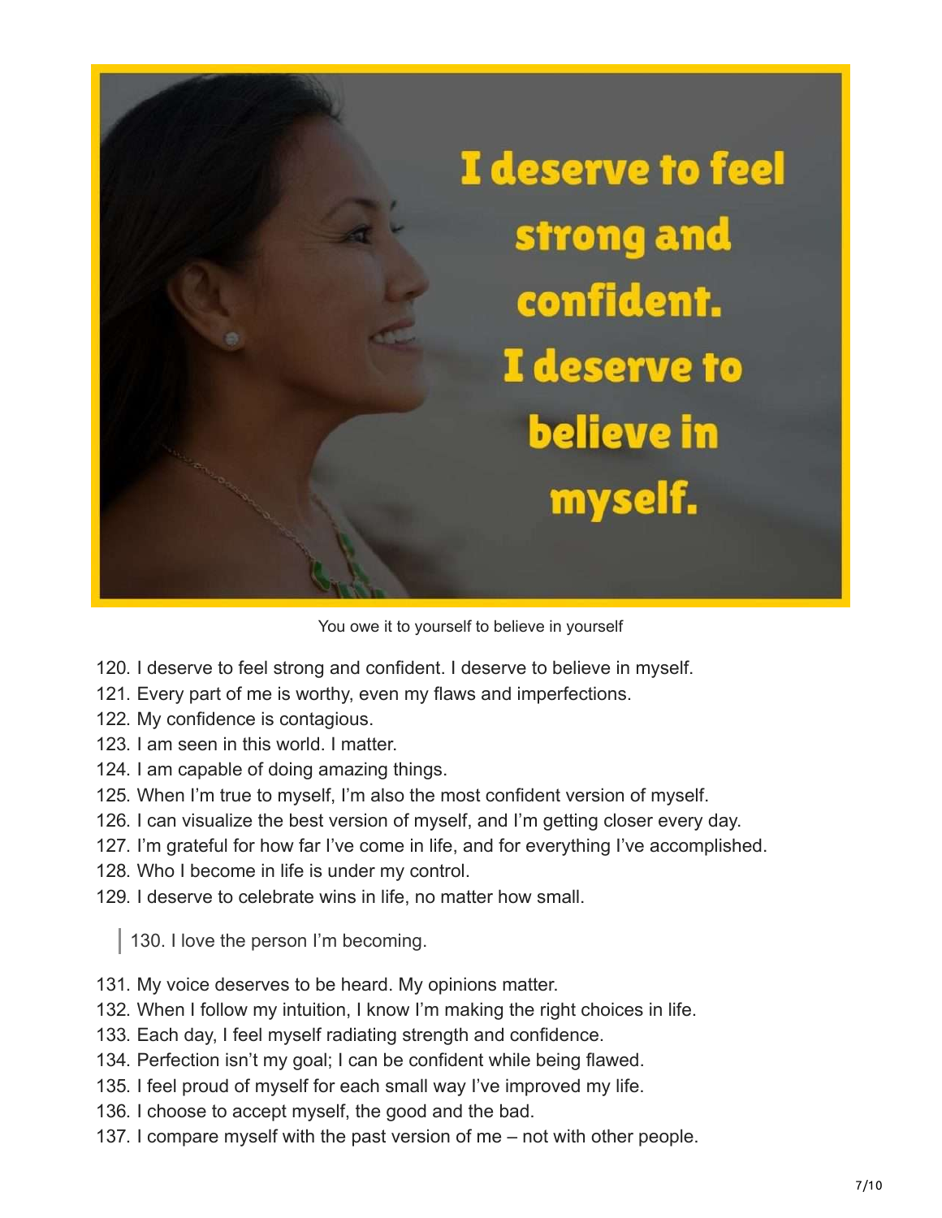You owe it to yourself to believe in yourself

120. I deserve to feel strong and confident. I deserve to believe in myself.
121. Every part of me is worthy, even my flaws and imperfections.
122. My confidence is contagious.
123. I am seen in this world. I matter.
124. I am capable of doing amazing things.
125. When I'm true to myself, I'm also the most confident version of myself.
126. I can visualize the best version of myself, and I'm getting closer every day.
127. I'm grateful for how far I've come in life, and for everything I've accomplished.
128. Who I become in life is under my control.
129. I deserve to celebrate wins in life, no matter how small.

> 130. I love the person I'm becoming.

131. My voice deserves to be heard. My opinions matter.
132. When I follow my intuition, I know I'm making the right choices in life.
133. Each day, I feel myself radiating strength and confidence.
134. Perfection isn't my goal; I can be confident while being flawed.
135. I feel proud of myself for each small way I've improved my life.
136. I choose to accept myself, the good and the bad.
137. I compare myself with the past version of me – not with other people.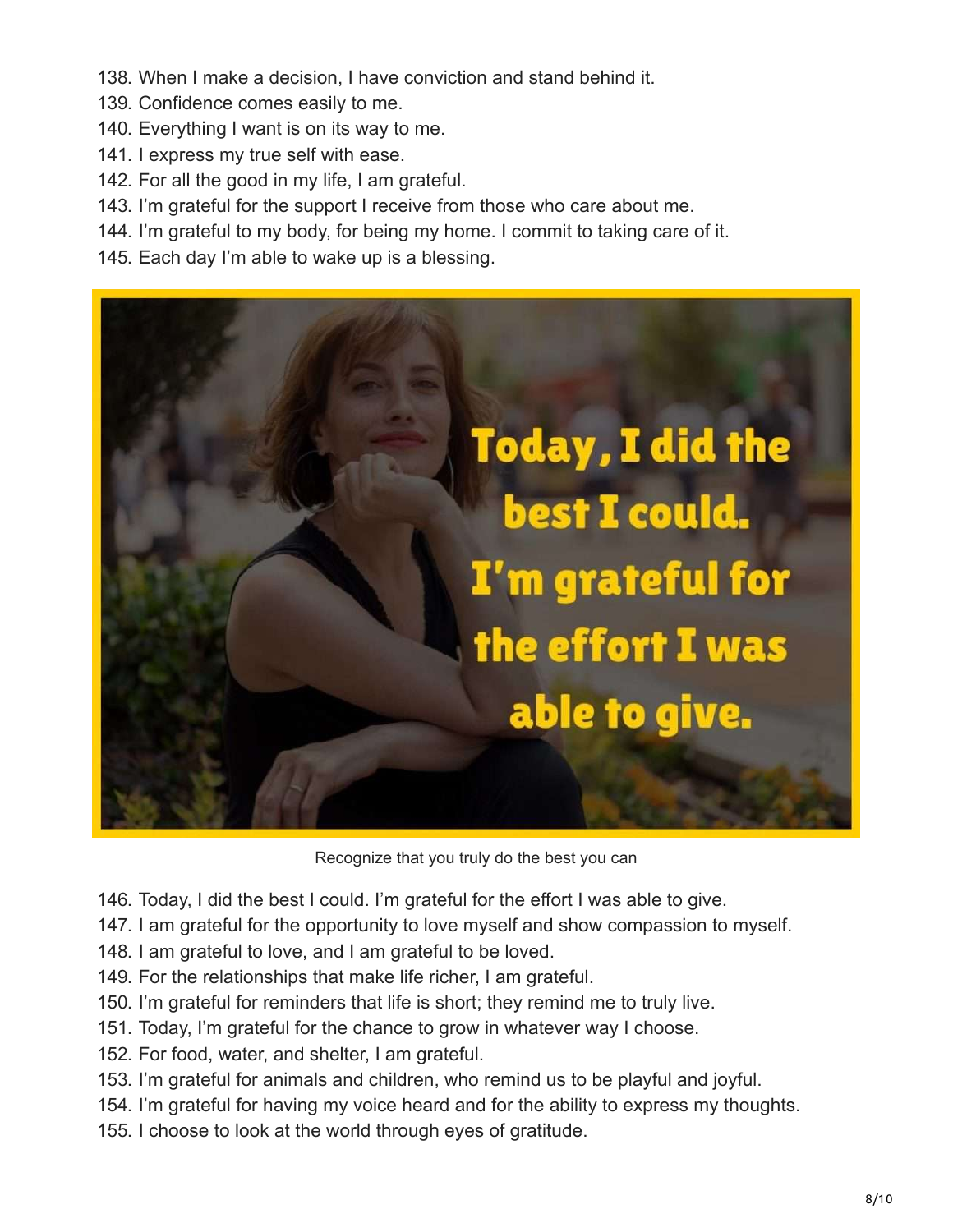138. When I make a decision, I have conviction and stand behind it.
139. Confidence comes easily to me.
140. Everything I want is on its way to me.
141. I express my true self with ease.
142. For all the good in my life, I am grateful.
143. I'm grateful for the support I receive from those who care about me.
144. I'm grateful to my body, for being my home. I commit to taking care of it.
145. Each day I'm able to wake up is a blessing.

Recognize that you truly do the best you can

146. Today, I did the best I could. I'm grateful for the effort I was able to give.
147. I am grateful for the opportunity to love myself and show compassion to myself.
148. I am grateful to love, and I am grateful to be loved.
149. For the relationships that make life richer, I am grateful.
150. I'm grateful for reminders that life is short; they remind me to truly live.
151. Today, I'm grateful for the chance to grow in whatever way I choose.
152. For food, water, and shelter, I am grateful.
153. I'm grateful for animals and children, who remind us to be playful and joyful.
154. I'm grateful for having my voice heard and for the ability to express my thoughts.
155. I choose to look at the world through eyes of gratitude.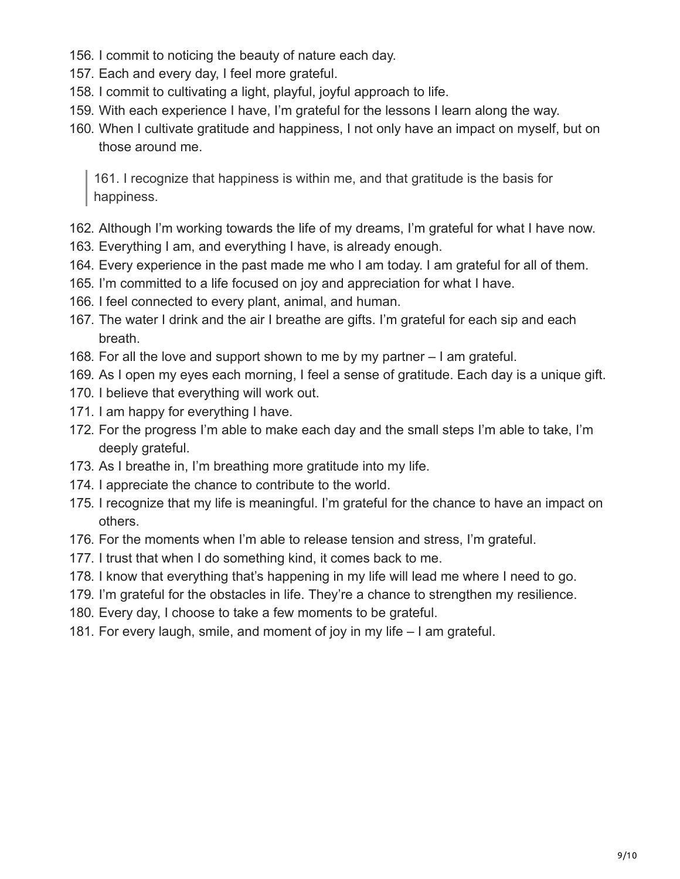156. I commit to noticing the beauty of nature each day.
157. Each and every day, I feel more grateful.
158. I commit to cultivating a light, playful, joyful approach to life.
159. With each experience I have, I'm grateful for the lessons I learn along the way.
160. When I cultivate gratitude and happiness, I not only have an impact on myself, but on those around me.

> 161. I recognize that happiness is within me, and that gratitude is the basis for happiness.

162. Although I'm working towards the life of my dreams, I'm grateful for what I have now.
163. Everything I am, and everything I have, is already enough.
164. Every experience in the past made me who I am today. I am grateful for all of them.
165. I'm committed to a life focused on joy and appreciation for what I have.
166. I feel connected to every plant, animal, and human.
167. The water I drink and the air I breathe are gifts. I'm grateful for each sip and each breath.
168. For all the love and support shown to me by my partner – I am grateful.
169. As I open my eyes each morning, I feel a sense of gratitude. Each day is a unique gift.
170. I believe that everything will work out.
171. I am happy for everything I have.
172. For the progress I'm able to make each day and the small steps I'm able to take, I'm deeply grateful.
173. As I breathe in, I'm breathing more gratitude into my life.
174. I appreciate the chance to contribute to the world.
175. I recognize that my life is meaningful. I'm grateful for the chance to have an impact on others.
176. For the moments when I'm able to release tension and stress, I'm grateful.
177. I trust that when I do something kind, it comes back to me.
178. I know that everything that's happening in my life will lead me where I need to go.
179. I'm grateful for the obstacles in life. They're a chance to strengthen my resilience.
180. Every day, I choose to take a few moments to be grateful.
181. For every laugh, smile, and moment of joy in my life – I am grateful.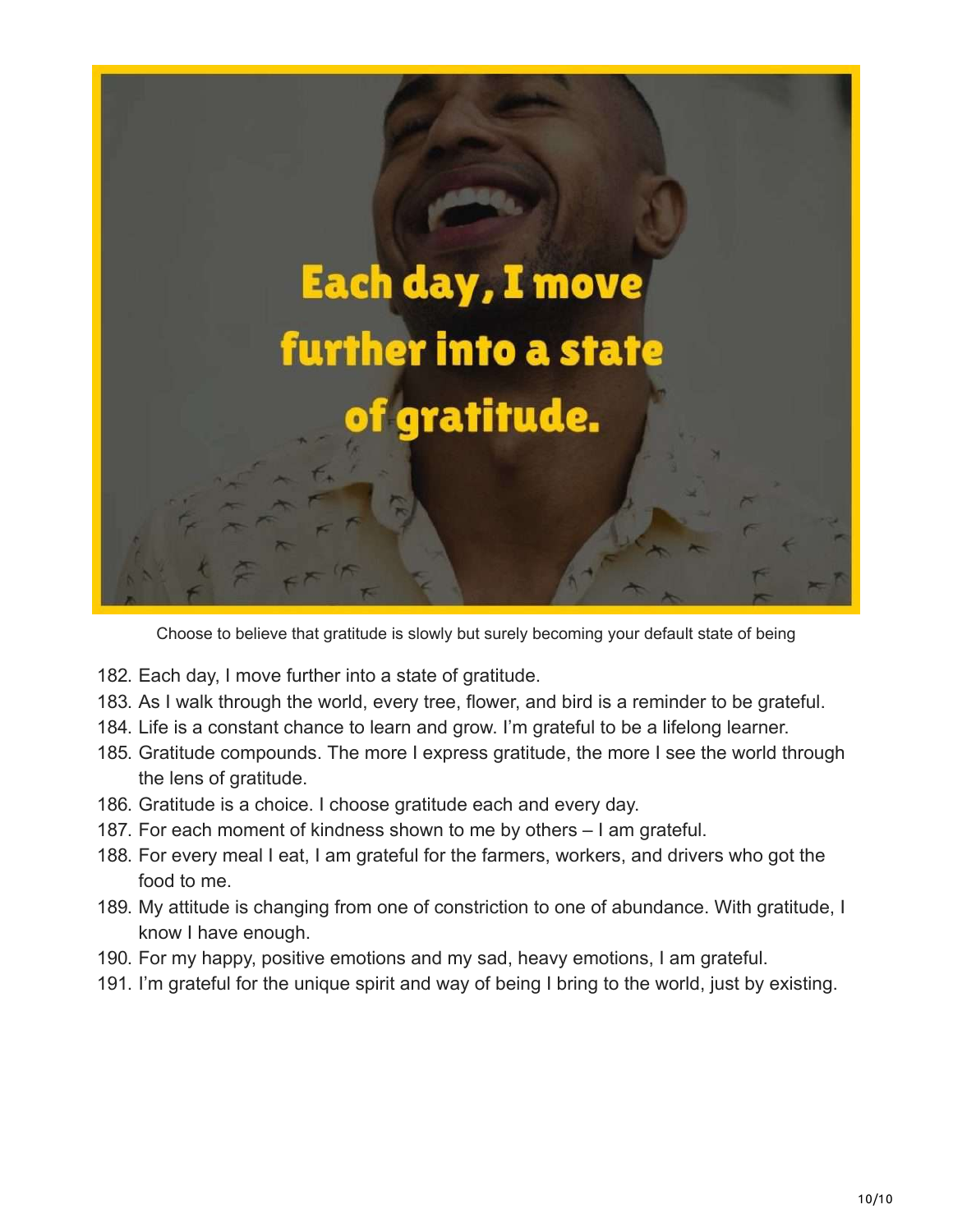Choose to believe that gratitude is slowly but surely becoming your default state of being

182. Each day, I move further into a state of gratitude.
183. As I walk through the world, every tree, flower, and bird is a reminder to be grateful.
184. Life is a constant chance to learn and grow. I'm grateful to be a lifelong learner.
185. Gratitude compounds. The more I express gratitude, the more I see the world through the lens of gratitude.
186. Gratitude is a choice. I choose gratitude each and every day.
187. For each moment of kindness shown to me by others – I am grateful.
188. For every meal I eat, I am grateful for the farmers, workers, and drivers who got the food to me.
189. My attitude is changing from one of constriction to one of abundance. With gratitude, I know I have enough.
190. For my happy, positive emotions and my sad, heavy emotions, I am grateful.
191. I'm grateful for the unique spirit and way of being I bring to the world, just by existing.